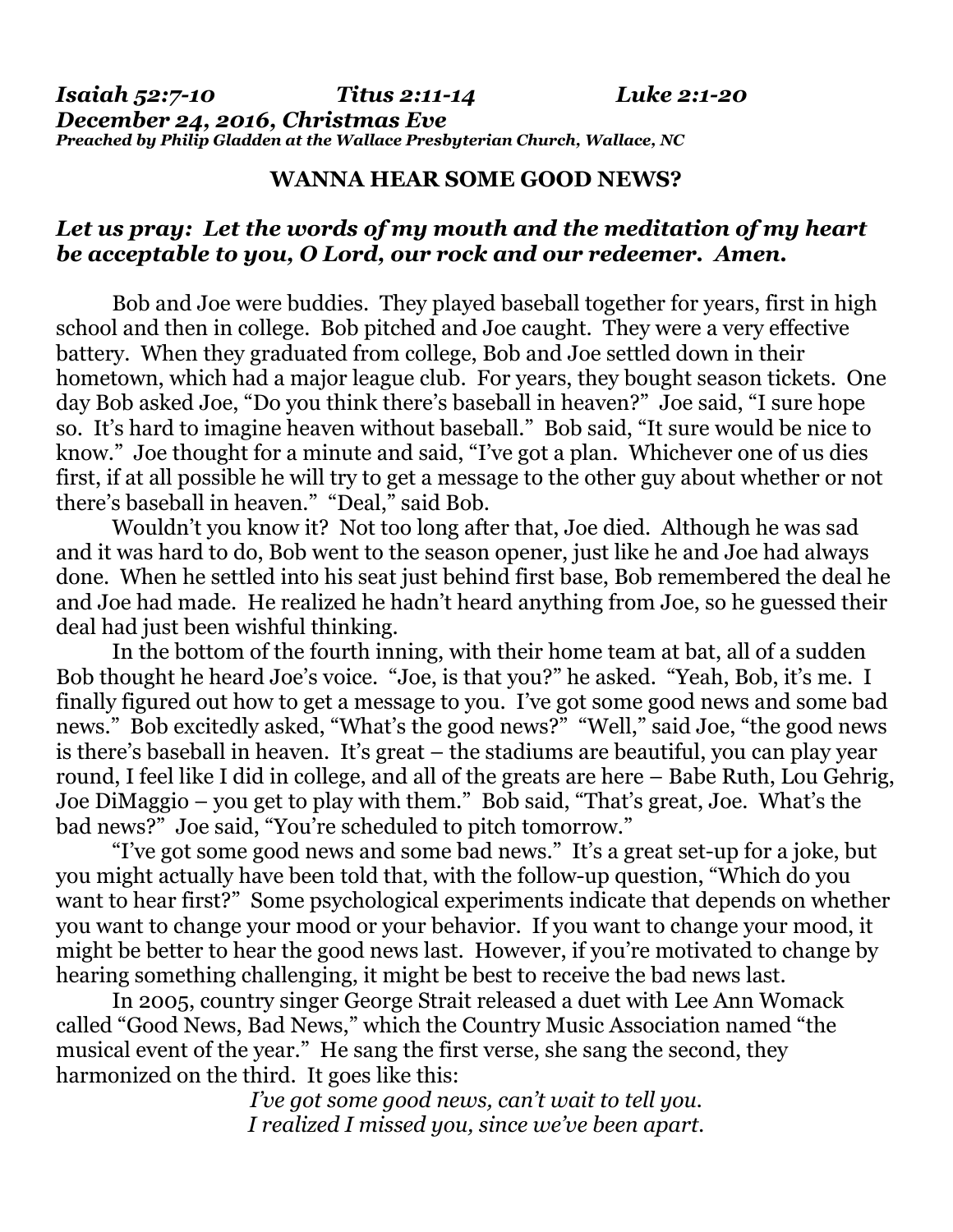***Isaiah 52:7-10 Titus 2:11-14 Luke 2:1-20***
***December 24, 2016, Christmas Eve***
***Preached by Philip Gladden at the Wallace Presbyterian Church, Wallace, NC***

**WANNA HEAR SOME GOOD NEWS?**

***Let us pray: Let the words of my mouth and the meditation of my heart be acceptable to you, O Lord, our rock and our redeemer. Amen.***

Bob and Joe were buddies. They played baseball together for years, first in high school and then in college. Bob pitched and Joe caught. They were a very effective battery. When they graduated from college, Bob and Joe settled down in their hometown, which had a major league club. For years, they bought season tickets. One day Bob asked Joe, "Do you think there's baseball in heaven?" Joe said, "I sure hope so. It's hard to imagine heaven without baseball." Bob said, "It sure would be nice to know." Joe thought for a minute and said, "I've got a plan. Whichever one of us dies first, if at all possible he will try to get a message to the other guy about whether or not there's baseball in heaven." "Deal," said Bob.

Wouldn't you know it? Not too long after that, Joe died. Although he was sad and it was hard to do, Bob went to the season opener, just like he and Joe had always done. When he settled into his seat just behind first base, Bob remembered the deal he and Joe had made. He realized he hadn't heard anything from Joe, so he guessed their deal had just been wishful thinking.

In the bottom of the fourth inning, with their home team at bat, all of a sudden Bob thought he heard Joe's voice. "Joe, is that you?" he asked. "Yeah, Bob, it's me. I finally figured out how to get a message to you. I've got some good news and some bad news." Bob excitedly asked, "What's the good news?" "Well," said Joe, "the good news is there's baseball in heaven. It's great – the stadiums are beautiful, you can play year round, I feel like I did in college, and all of the greats are here – Babe Ruth, Lou Gehrig, Joe DiMaggio – you get to play with them." Bob said, "That's great, Joe. What's the bad news?" Joe said, "You're scheduled to pitch tomorrow."

"I've got some good news and some bad news." It's a great set-up for a joke, but you might actually have been told that, with the follow-up question, "Which do you want to hear first?" Some psychological experiments indicate that depends on whether you want to change your mood or your behavior. If you want to change your mood, it might be better to hear the good news last. However, if you're motivated to change by hearing something challenging, it might be best to receive the bad news last.

In 2005, country singer George Strait released a duet with Lee Ann Womack called "Good News, Bad News," which the Country Music Association named "the musical event of the year." He sang the first verse, she sang the second, they harmonized on the third. It goes like this:

*I've got some good news, can't wait to tell you.*
*I realized I missed you, since we've been apart.*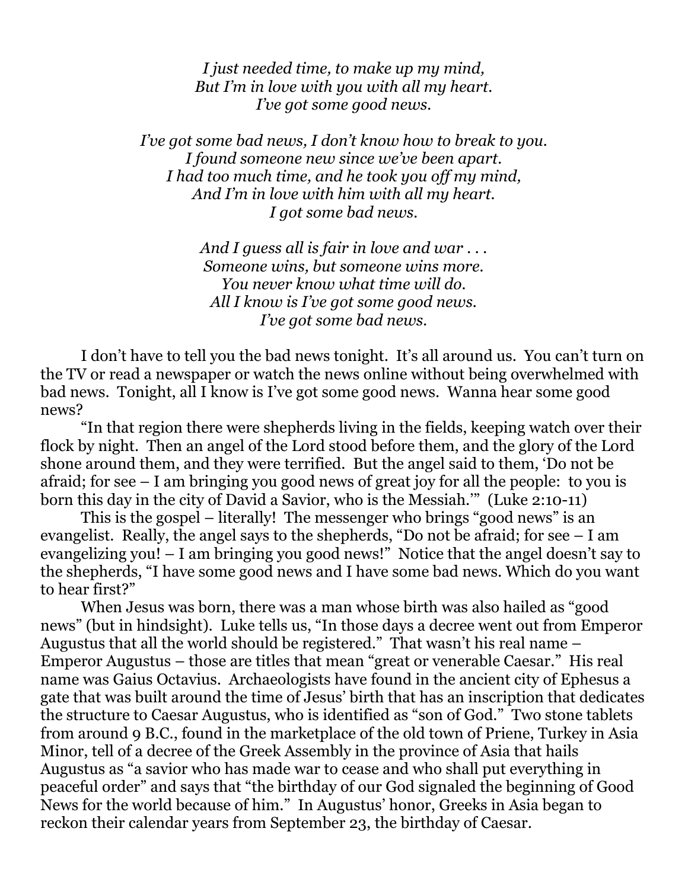*I just needed time, to make up my mind,*
*But I'm in love with you with all my heart.*
*I've got some good news.*

*I've got some bad news, I don't know how to break to you.*
*I found someone new since we've been apart.*
*I had too much time, and he took you off my mind,*
*And I'm in love with him with all my heart.*
*I got some bad news.*

*And I guess all is fair in love and war . . .*
*Someone wins, but someone wins more.*
*You never know what time will do.*
*All I know is I've got some good news.*
*I've got some bad news.*

I don't have to tell you the bad news tonight. It's all around us. You can't turn on the TV or read a newspaper or watch the news online without being overwhelmed with bad news. Tonight, all I know is I've got some good news. Wanna hear some good news?

"In that region there were shepherds living in the fields, keeping watch over their flock by night. Then an angel of the Lord stood before them, and the glory of the Lord shone around them, and they were terrified. But the angel said to them, 'Do not be afraid; for see – I am bringing you good news of great joy for all the people: to you is born this day in the city of David a Savior, who is the Messiah.'" (Luke 2:10-11)

This is the gospel – literally! The messenger who brings "good news" is an evangelist. Really, the angel says to the shepherds, "Do not be afraid; for see – I am evangelizing you! – I am bringing you good news!" Notice that the angel doesn't say to the shepherds, "I have some good news and I have some bad news. Which do you want to hear first?"

When Jesus was born, there was a man whose birth was also hailed as "good news" (but in hindsight). Luke tells us, "In those days a decree went out from Emperor Augustus that all the world should be registered." That wasn't his real name – Emperor Augustus – those are titles that mean "great or venerable Caesar." His real name was Gaius Octavius. Archaeologists have found in the ancient city of Ephesus a gate that was built around the time of Jesus' birth that has an inscription that dedicates the structure to Caesar Augustus, who is identified as "son of God." Two stone tablets from around 9 B.C., found in the marketplace of the old town of Priene, Turkey in Asia Minor, tell of a decree of the Greek Assembly in the province of Asia that hails Augustus as "a savior who has made war to cease and who shall put everything in peaceful order" and says that "the birthday of our God signaled the beginning of Good News for the world because of him." In Augustus' honor, Greeks in Asia began to reckon their calendar years from September 23, the birthday of Caesar.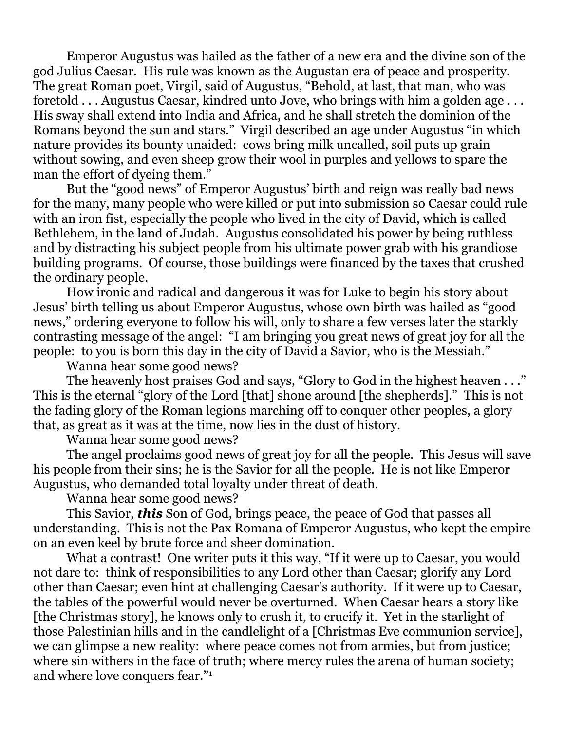Emperor Augustus was hailed as the father of a new era and the divine son of the god Julius Caesar. His rule was known as the Augustan era of peace and prosperity. The great Roman poet, Virgil, said of Augustus, "Behold, at last, that man, who was foretold . . . Augustus Caesar, kindred unto Jove, who brings with him a golden age . . . His sway shall extend into India and Africa, and he shall stretch the dominion of the Romans beyond the sun and stars." Virgil described an age under Augustus "in which nature provides its bounty unaided: cows bring milk uncalled, soil puts up grain without sowing, and even sheep grow their wool in purples and yellows to spare the man the effort of dyeing them."

But the "good news" of Emperor Augustus' birth and reign was really bad news for the many, many people who were killed or put into submission so Caesar could rule with an iron fist, especially the people who lived in the city of David, which is called Bethlehem, in the land of Judah. Augustus consolidated his power by being ruthless and by distracting his subject people from his ultimate power grab with his grandiose building programs. Of course, those buildings were financed by the taxes that crushed the ordinary people.

How ironic and radical and dangerous it was for Luke to begin his story about Jesus' birth telling us about Emperor Augustus, whose own birth was hailed as "good news," ordering everyone to follow his will, only to share a few verses later the starkly contrasting message of the angel: "I am bringing you great news of great joy for all the people: to you is born this day in the city of David a Savior, who is the Messiah."

Wanna hear some good news?

The heavenly host praises God and says, "Glory to God in the highest heaven . . ." This is the eternal "glory of the Lord [that] shone around [the shepherds]." This is not the fading glory of the Roman legions marching off to conquer other peoples, a glory that, as great as it was at the time, now lies in the dust of history.

Wanna hear some good news?

The angel proclaims good news of great joy for all the people. This Jesus will save his people from their sins; he is the Savior for all the people. He is not like Emperor Augustus, who demanded total loyalty under threat of death.

Wanna hear some good news?

This Savior, ***this*** Son of God, brings peace, the peace of God that passes all understanding. This is not the Pax Romana of Emperor Augustus, who kept the empire on an even keel by brute force and sheer domination.

What a contrast! One writer puts it this way, "If it were up to Caesar, you would not dare to: think of responsibilities to any Lord other than Caesar; glorify any Lord other than Caesar; even hint at challenging Caesar's authority. If it were up to Caesar, the tables of the powerful would never be overturned. When Caesar hears a story like [the Christmas story], he knows only to crush it, to crucify it. Yet in the starlight of those Palestinian hills and in the candlelight of a [Christmas Eve communion service], we can glimpse a new reality: where peace comes not from armies, but from justice; where sin withers in the face of truth; where mercy rules the arena of human society; and where love conquers fear."[1]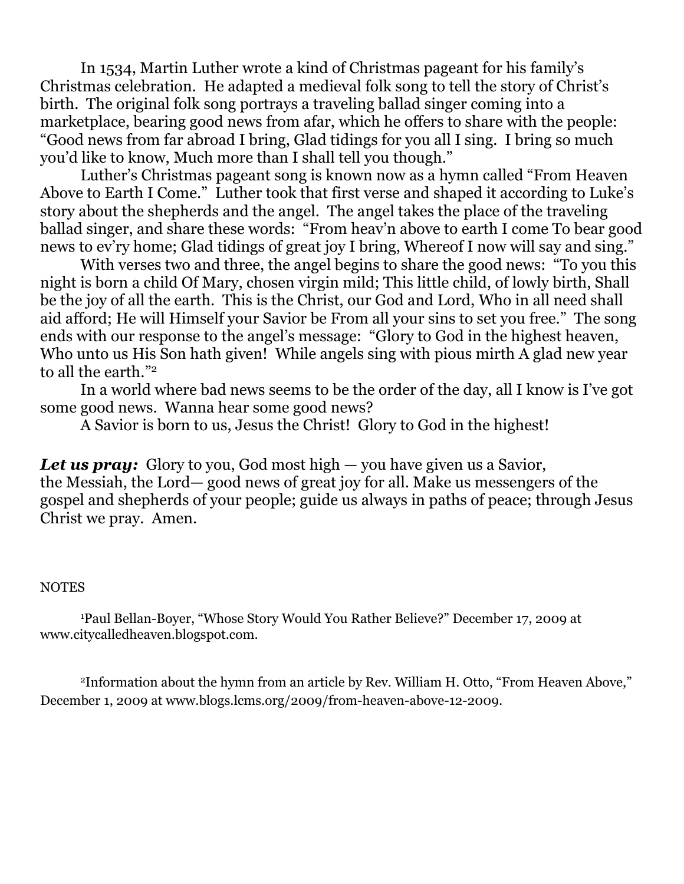In 1534, Martin Luther wrote a kind of Christmas pageant for his family's Christmas celebration. He adapted a medieval folk song to tell the story of Christ's birth. The original folk song portrays a traveling ballad singer coming into a marketplace, bearing good news from afar, which he offers to share with the people: "Good news from far abroad I bring, Glad tidings for you all I sing. I bring so much you'd like to know, Much more than I shall tell you though."

Luther's Christmas pageant song is known now as a hymn called "From Heaven Above to Earth I Come." Luther took that first verse and shaped it according to Luke's story about the shepherds and the angel. The angel takes the place of the traveling ballad singer, and share these words: "From heav'n above to earth I come To bear good news to ev'ry home; Glad tidings of great joy I bring, Whereof I now will say and sing."

With verses two and three, the angel begins to share the good news: "To you this night is born a child Of Mary, chosen virgin mild; This little child, of lowly birth, Shall be the joy of all the earth. This is the Christ, our God and Lord, Who in all need shall aid afford; He will Himself your Savior be From all your sins to set you free." The song ends with our response to the angel's message: "Glory to God in the highest heaven, Who unto us His Son hath given! While angels sing with pious mirth A glad new year to all the earth."[2]

In a world where bad news seems to be the order of the day, all I know is I've got some good news. Wanna hear some good news?

A Savior is born to us, Jesus the Christ! Glory to God in the highest!

***Let us pray:*** Glory to you, God most high — you have given us a Savior, the Messiah, the Lord— good news of great joy for all. Make us messengers of the gospel and shepherds of your people; guide us always in paths of peace; through Jesus Christ we pray. Amen.

NOTES

[1]Paul Bellan-Boyer, "Whose Story Would You Rather Believe?" December 17, 2009 at www.citycalledheaven.blogspot.com.

[2]Information about the hymn from an article by Rev. William H. Otto, "From Heaven Above," December 1, 2009 at www.blogs.lcms.org/2009/from-heaven-above-12-2009.